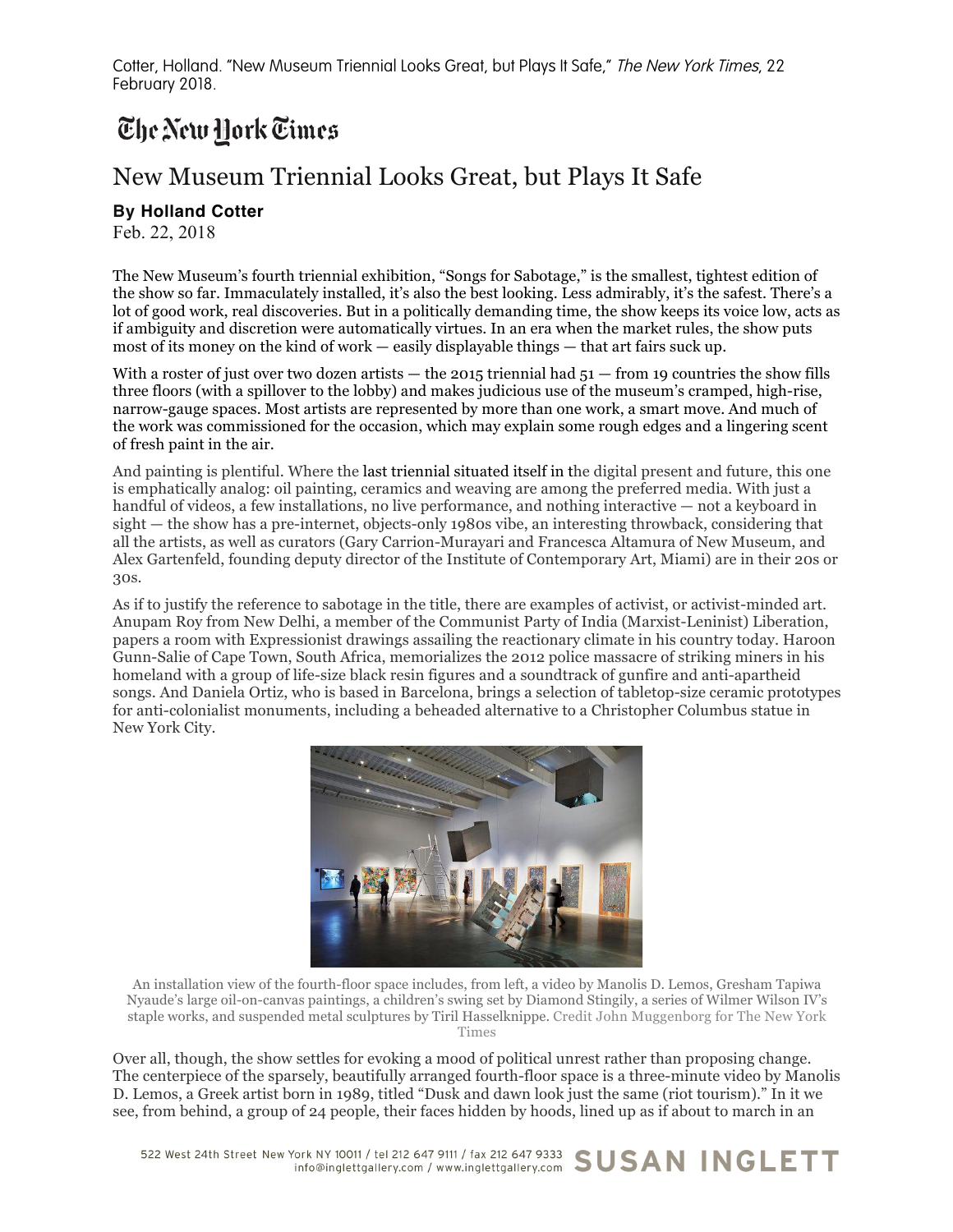Cotter, Holland. "New Museum Triennial Looks Great, but Plays It Safe," *The New York Times*, 22 February 2018.

The New York Times

# New Museum Triennial Looks Great, but Plays It Safe

**By Holland Cotter**

Feb. 22, 2018

The New Museum's fourth triennial exhibition, "Songs for Sabotage," is the smallest, tightest edition of the show so far. Immaculately installed, it's also the best looking. Less admirably, it's the safest. There's a lot of good work, real discoveries. But in a politically demanding time, the show keeps its voice low, acts as if ambiguity and discretion were automatically virtues. In an era when the market rules, the show puts most of its money on the kind of work — easily displayable things — that art fairs suck up.

With a roster of just over two dozen artists — the 2015 triennial had 51 — from 19 countries the show fills three floors (with a spillover to the lobby) and makes judicious use of the museum's cramped, high-rise, narrow-gauge spaces. Most artists are represented by more than one work, a smart move. And much of the work was commissioned for the occasion, which may explain some rough edges and a lingering scent of fresh paint in the air.

And painting is plentiful. Where the last triennial situated itself in the digital present and future, this one is emphatically analog: oil painting, ceramics and weaving are among the preferred media. With just a handful of videos, a few installations, no live performance, and nothing interactive — not a keyboard in sight — the show has a pre-internet, objects-only 1980s vibe, an interesting throwback, considering that all the artists, as well as curators (Gary Carrion-Murayari and Francesca Altamura of New Museum, and Alex Gartenfeld, founding deputy director of the Institute of Contemporary Art, Miami) are in their 20s or 30s.

As if to justify the reference to sabotage in the title, there are examples of activist, or activist-minded art. Anupam Roy from New Delhi, a member of the Communist Party of India (Marxist-Leninist) Liberation, papers a room with Expressionist drawings assailing the reactionary climate in his country today. Haroon Gunn-Salie of Cape Town, South Africa, memorializes the 2012 police massacre of striking miners in his homeland with a group of life-size black resin figures and a soundtrack of gunfire and anti-apartheid songs. And Daniela Ortiz, who is based in Barcelona, brings a selection of tabletop-size ceramic prototypes for anti-colonialist monuments, including a beheaded alternative to a Christopher Columbus statue in New York City.

An installation view of the fourth-floor space includes, from left, a video by Manolis D. Lemos, Gresham Tapiwa Nyaude's large oil-on-canvas paintings, a children's swing set by Diamond Stingily, a series of Wilmer Wilson IV's staple works, and suspended metal sculptures by Tiril Hasselknippe. Credit John Muggenborg for The New York Times

Over all, though, the show settles for evoking a mood of political unrest rather than proposing change. The centerpiece of the sparsely, beautifully arranged fourth-floor space is a three-minute video by Manolis D. Lemos, a Greek artist born in 1989, titled "Dusk and dawn look just the same (riot tourism)." In it we see, from behind, a group of 24 people, their faces hidden by hoods, lined up as if about to march in an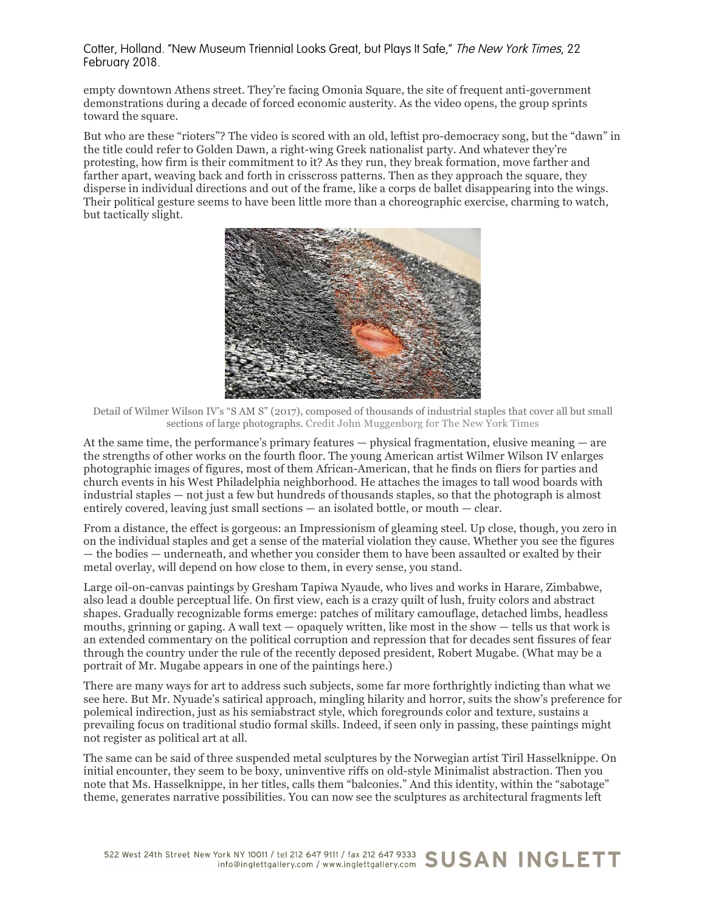empty downtown Athens street. They're facing Omonia Square, the site of frequent anti-government demonstrations during a decade of forced economic austerity. As the video opens, the group sprints toward the square.

But who are these "rioters"? The video is scored with an old, leftist pro-democracy song, but the "dawn" in the title could refer to Golden Dawn, a right-wing Greek nationalist party. And whatever they're protesting, how firm is their commitment to it? As they run, they break formation, move farther and farther apart, weaving back and forth in crisscross patterns. Then as they approach the square, they disperse in individual directions and out of the frame, like a corps de ballet disappearing into the wings. Their political gesture seems to have been little more than a choreographic exercise, charming to watch, but tactically slight.

Detail of Wilmer Wilson IV's "S AM S" (2017), composed of thousands of industrial staples that cover all but small sections of large photographs. Credit John Muggenborg for The New York Times

At the same time, the performance's primary features — physical fragmentation, elusive meaning — are the strengths of other works on the fourth floor. The young American artist Wilmer Wilson IV enlarges photographic images of figures, most of them African-American, that he finds on fliers for parties and church events in his West Philadelphia neighborhood. He attaches the images to tall wood boards with industrial staples — not just a few but hundreds of thousands staples, so that the photograph is almost entirely covered, leaving just small sections — an isolated bottle, or mouth — clear.

From a distance, the effect is gorgeous: an Impressionism of gleaming steel. Up close, though, you zero in on the individual staples and get a sense of the material violation they cause. Whether you see the figures — the bodies — underneath, and whether you consider them to have been assaulted or exalted by their metal overlay, will depend on how close to them, in every sense, you stand.

Large oil-on-canvas paintings by Gresham Tapiwa Nyaude, who lives and works in Harare, Zimbabwe, also lead a double perceptual life. On first view, each is a crazy quilt of lush, fruity colors and abstract shapes. Gradually recognizable forms emerge: patches of military camouflage, detached limbs, headless mouths, grinning or gaping. A wall text — opaquely written, like most in the show — tells us that work is an extended commentary on the political corruption and repression that for decades sent fissures of fear through the country under the rule of the recently deposed president, Robert Mugabe. (What may be a portrait of Mr. Mugabe appears in one of the paintings here.)

There are many ways for art to address such subjects, some far more forthrightly indicting than what we see here. But Mr. Nyuade's satirical approach, mingling hilarity and horror, suits the show's preference for polemical indirection, just as his semiabstract style, which foregrounds color and texture, sustains a prevailing focus on traditional studio formal skills. Indeed, if seen only in passing, these paintings might not register as political art at all.

The same can be said of three suspended metal sculptures by the Norwegian artist Tiril Hasselknippe. On initial encounter, they seem to be boxy, uninventive riffs on old-style Minimalist abstraction. Then you note that Ms. Hasselknippe, in her titles, calls them "balconies." And this identity, within the "sabotage" theme, generates narrative possibilities. You can now see the sculptures as architectural fragments left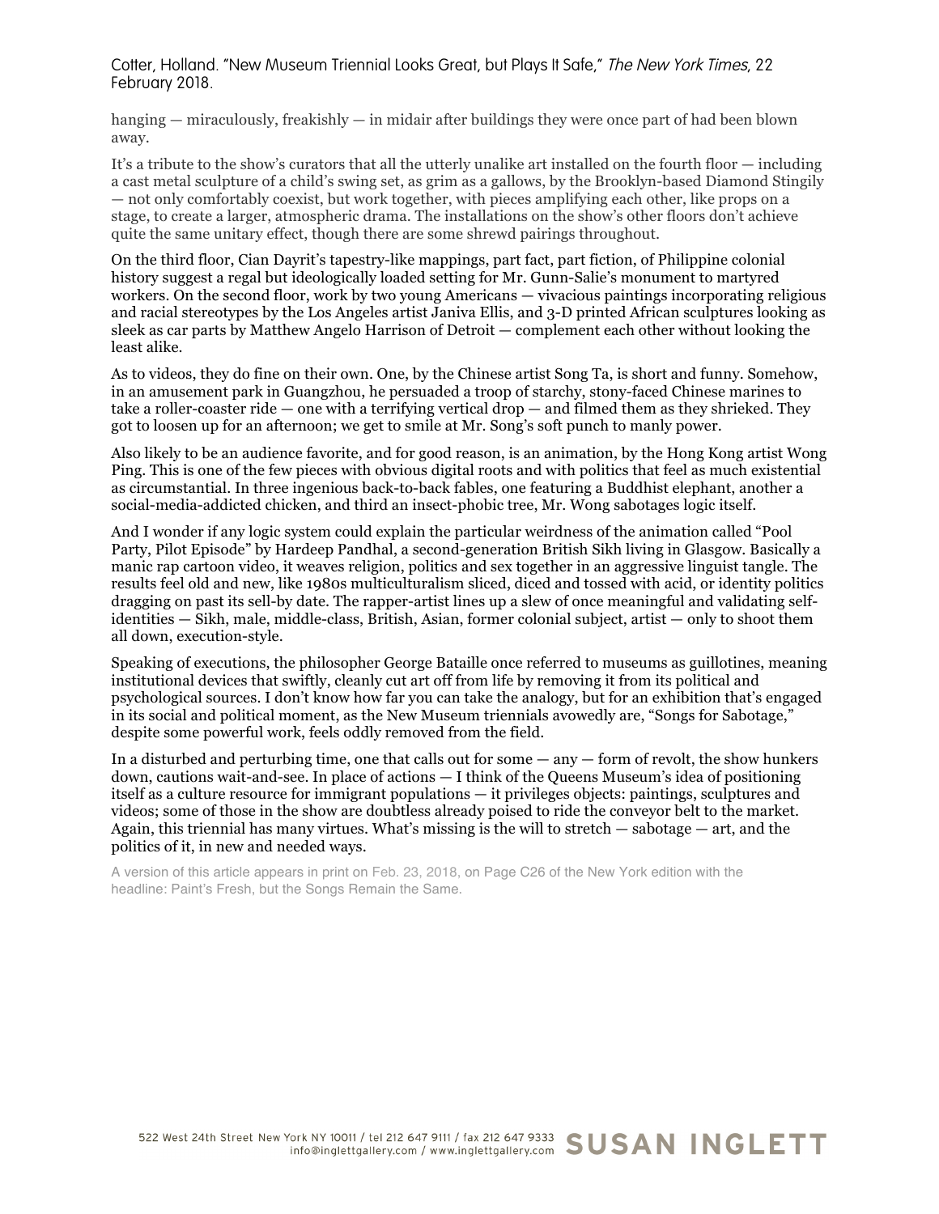hanging — miraculously, freakishly — in midair after buildings they were once part of had been blown away.

It's a tribute to the show's curators that all the utterly unalike art installed on the fourth floor — including a cast metal sculpture of a child's swing set, as grim as a gallows, by the Brooklyn-based Diamond Stingily — not only comfortably coexist, but work together, with pieces amplifying each other, like props on a stage, to create a larger, atmospheric drama. The installations on the show's other floors don't achieve quite the same unitary effect, though there are some shrewd pairings throughout.

On the third floor, Cian Dayrit's tapestry-like mappings, part fact, part fiction, of Philippine colonial history suggest a regal but ideologically loaded setting for Mr. Gunn-Salie's monument to martyred workers. On the second floor, work by two young Americans — vivacious paintings incorporating religious and racial stereotypes by the Los Angeles artist Janiva Ellis, and 3-D printed African sculptures looking as sleek as car parts by Matthew Angelo Harrison of Detroit — complement each other without looking the least alike.

As to videos, they do fine on their own. One, by the Chinese artist Song Ta, is short and funny. Somehow, in an amusement park in Guangzhou, he persuaded a troop of starchy, stony-faced Chinese marines to take a roller-coaster ride — one with a terrifying vertical drop — and filmed them as they shrieked. They got to loosen up for an afternoon; we get to smile at Mr. Song's soft punch to manly power.

Also likely to be an audience favorite, and for good reason, is an animation, by the Hong Kong artist Wong Ping. This is one of the few pieces with obvious digital roots and with politics that feel as much existential as circumstantial. In three ingenious back-to-back fables, one featuring a Buddhist elephant, another a social-media-addicted chicken, and third an insect-phobic tree, Mr. Wong sabotages logic itself.

And I wonder if any logic system could explain the particular weirdness of the animation called "Pool Party, Pilot Episode" by Hardeep Pandhal, a second-generation British Sikh living in Glasgow. Basically a manic rap cartoon video, it weaves religion, politics and sex together in an aggressive linguist tangle. The results feel old and new, like 1980s multiculturalism sliced, diced and tossed with acid, or identity politics dragging on past its sell-by date. The rapper-artist lines up a slew of once meaningful and validating self-identities — Sikh, male, middle-class, British, Asian, former colonial subject, artist — only to shoot them all down, execution-style.

Speaking of executions, the philosopher George Bataille once referred to museums as guillotines, meaning institutional devices that swiftly, cleanly cut art off from life by removing it from its political and psychological sources. I don't know how far you can take the analogy, but for an exhibition that's engaged in its social and political moment, as the New Museum triennials avowedly are, "Songs for Sabotage," despite some powerful work, feels oddly removed from the field.

In a disturbed and perturbing time, one that calls out for some — any — form of revolt, the show hunkers down, cautions wait-and-see. In place of actions — I think of the Queens Museum's idea of positioning itself as a culture resource for immigrant populations — it privileges objects: paintings, sculptures and videos; some of those in the show are doubtless already poised to ride the conveyor belt to the market. Again, this triennial has many virtues. What's missing is the will to stretch — sabotage — art, and the politics of it, in new and needed ways.

A version of this article appears in print on Feb. 23, 2018, on Page C26 of the New York edition with the headline: Paint's Fresh, but the Songs Remain the Same.